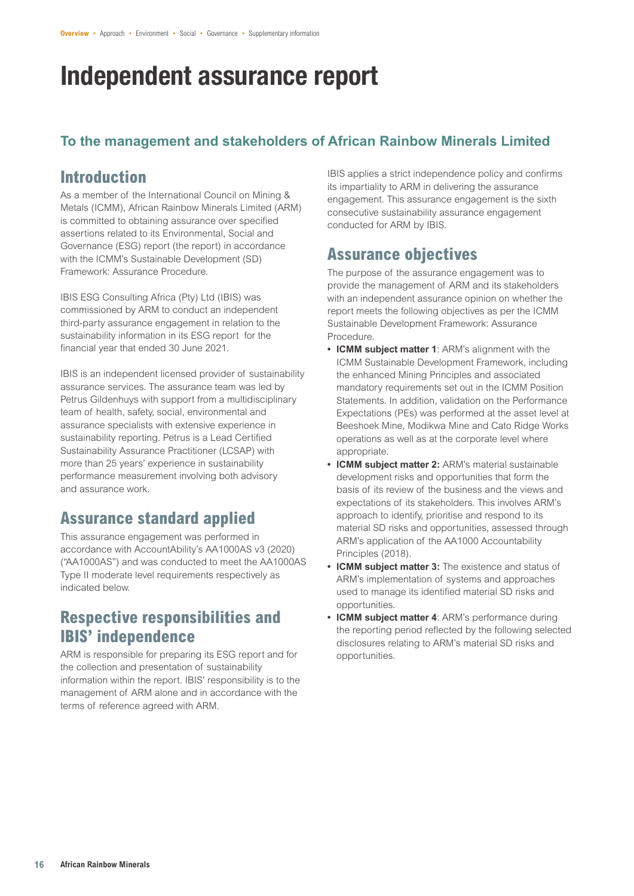# Independent assurance report

## To the management and stakeholders of African Rainbow Minerals Limited

## Introduction

As a member of the International Council on Mining & Metals (ICMM), African Rainbow Minerals Limited (ARM) is committed to obtaining assurance over specified assertions related to its Environmental, Social and Governance (ESG) report (the report) in accordance with the ICMM's Sustainable Development (SD) Framework: Assurance Procedure.

IBIS ESG Consulting Africa (Pty) Ltd (IBIS) was commissioned by ARM to conduct an independent third-party assurance engagement in relation to the sustainability information in its ESG report for the financial year that ended 30 June 2021.

IBIS is an independent licensed provider of sustainability assurance services. The assurance team was led by Petrus Gildenhuys with support from a multidisciplinary team of health, safety, social, environmental and assurance specialists with extensive experience in sustainability reporting. Petrus is a Lead Certified Sustainability Assurance Practitioner (LCSAP) with more than 25 years' experience in sustainability performance measurement involving both advisory and assurance work.

## Assurance standard applied

This assurance engagement was performed in accordance with AccountAbility's AA1000AS v3 (2020) ("AA1000AS") and was conducted to meet the AA1000AS Type II moderate level requirements respectively as indicated below.

## Respective responsibilities and IBIS' independence

ARM is responsible for preparing its ESG report and for the collection and presentation of sustainability information within the report. IBIS' responsibility is to the management of ARM alone and in accordance with the terms of reference agreed with ARM.

IBIS applies a strict independence policy and confirms its impartiality to ARM in delivering the assurance engagement. This assurance engagement is the sixth consecutive sustainability assurance engagement conducted for ARM by IBIS.

## Assurance objectives

The purpose of the assurance engagement was to provide the management of ARM and its stakeholders with an independent assurance opinion on whether the report meets the following objectives as per the ICMM Sustainable Development Framework: Assurance Procedure.

- **ICMM subject matter 1**: ARM's alignment with the ICMM Sustainable Development Framework, including the enhanced Mining Principles and associated mandatory requirements set out in the ICMM Position Statements. In addition, validation on the Performance Expectations (PEs) was performed at the asset level at Beeshoek Mine, Modikwa Mine and Cato Ridge Works operations as well as at the corporate level where appropriate.
- **ICMM subject matter 2:** ARM's material sustainable development risks and opportunities that form the basis of its review of the business and the views and expectations of its stakeholders. This involves ARM's approach to identify, prioritise and respond to its material SD risks and opportunities, assessed through ARM's application of the AA1000 Accountability Principles (2018).
- **ICMM subject matter 3:** The existence and status of ARM's implementation of systems and approaches used to manage its identified material SD risks and opportunities.
- **ICMM subject matter 4**: ARM's performance during the reporting period reflected by the following selected disclosures relating to ARM's material SD risks and opportunities.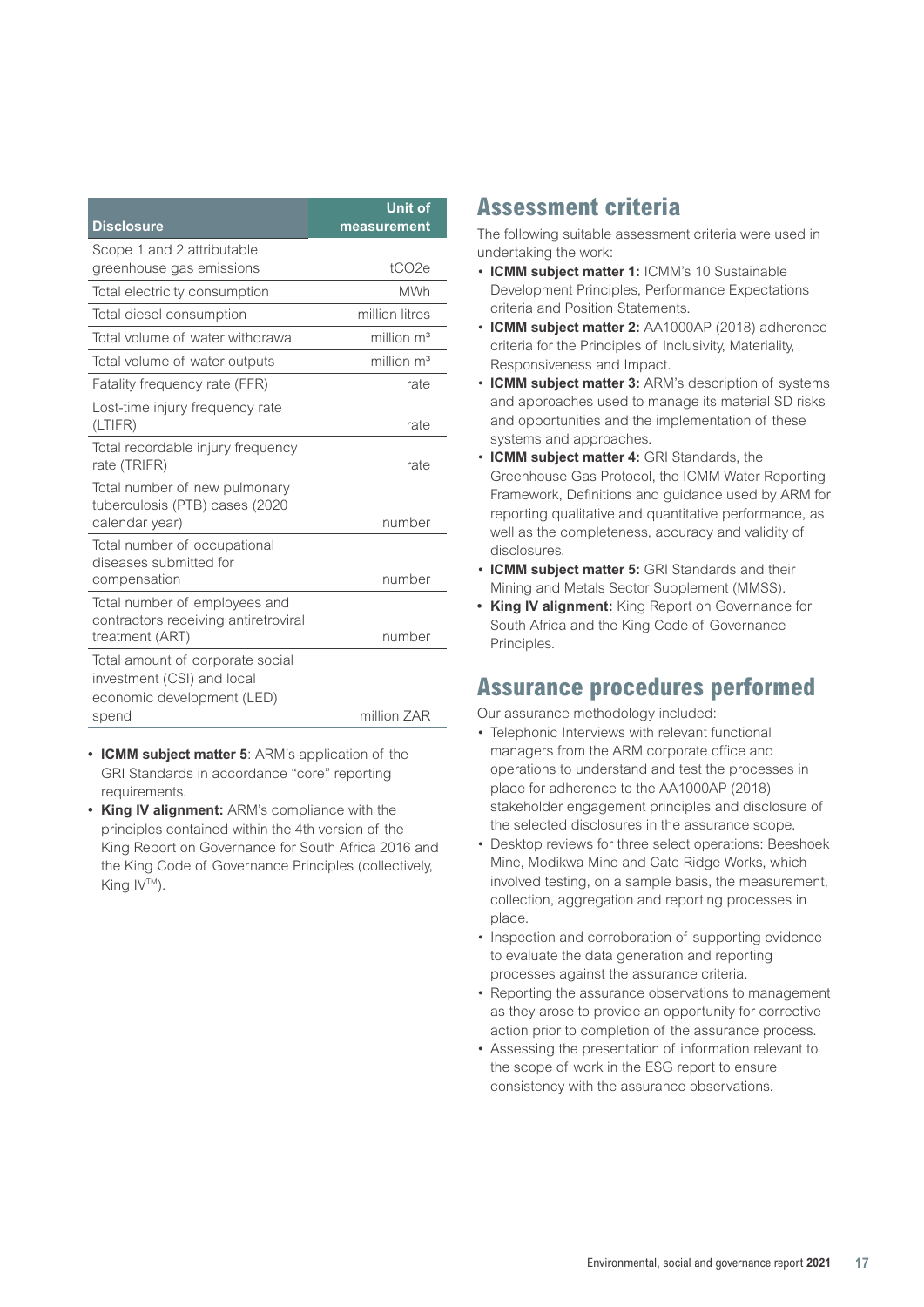| Disclosure | Unit of measurement |
|---|---|
| Scope 1 and 2 attributable greenhouse gas emissions | $tCO_2e$ |
| Total electricity consumption | MWh |
| Total diesel consumption | million litres |
| Total volume of water withdrawal | million $m^3$ |
| Total volume of water outputs | million $m^3$ |
| Fatality frequency rate (FFR) | rate |
| Lost-time injury frequency rate (LTIFR) | rate |
| Total recordable injury frequency rate (TRIFR) | rate |
| Total number of new pulmonary tuberculosis (PTB) cases (2020 calendar year) | number |
| Total number of occupational diseases submitted for compensation | number |
| Total number of employees and contractors receiving antiretroviral treatment (ART) | number |
| Total amount of corporate social investment (CSI) and local economic development (LED) spend | million ZAR |

- **ICMM subject matter 5**: ARM's application of the GRI Standards in accordance "core" reporting requirements.
- **King IV alignment:** ARM's compliance with the principles contained within the 4th version of the King Report on Governance for South Africa 2016 and the King Code of Governance Principles (collectively, King IV™).

## Assessment criteria

The following suitable assessment criteria were used in undertaking the work:

- **ICMM subject matter 1:** ICMM's 10 Sustainable Development Principles, Performance Expectations criteria and Position Statements.
- **ICMM subject matter 2:** AA1000AP (2018) adherence criteria for the Principles of Inclusivity, Materiality, Responsiveness and Impact.
- **ICMM subject matter 3:** ARM's description of systems and approaches used to manage its material SD risks and opportunities and the implementation of these systems and approaches.
- **ICMM subject matter 4:** GRI Standards, the Greenhouse Gas Protocol, the ICMM Water Reporting Framework, Definitions and guidance used by ARM for reporting qualitative and quantitative performance, as well as the completeness, accuracy and validity of disclosures.
- **ICMM subject matter 5:** GRI Standards and their Mining and Metals Sector Supplement (MMSS).
- **King IV alignment:** King Report on Governance for South Africa and the King Code of Governance Principles.

## Assurance procedures performed

Our assurance methodology included:

- Telephonic Interviews with relevant functional managers from the ARM corporate office and operations to understand and test the processes in place for adherence to the AA1000AP (2018) stakeholder engagement principles and disclosure of the selected disclosures in the assurance scope.
- Desktop reviews for three select operations: Beeshoek Mine, Modikwa Mine and Cato Ridge Works, which involved testing, on a sample basis, the measurement, collection, aggregation and reporting processes in place.
- Inspection and corroboration of supporting evidence to evaluate the data generation and reporting processes against the assurance criteria.
- Reporting the assurance observations to management as they arose to provide an opportunity for corrective action prior to completion of the assurance process.
- Assessing the presentation of information relevant to the scope of work in the ESG report to ensure consistency with the assurance observations.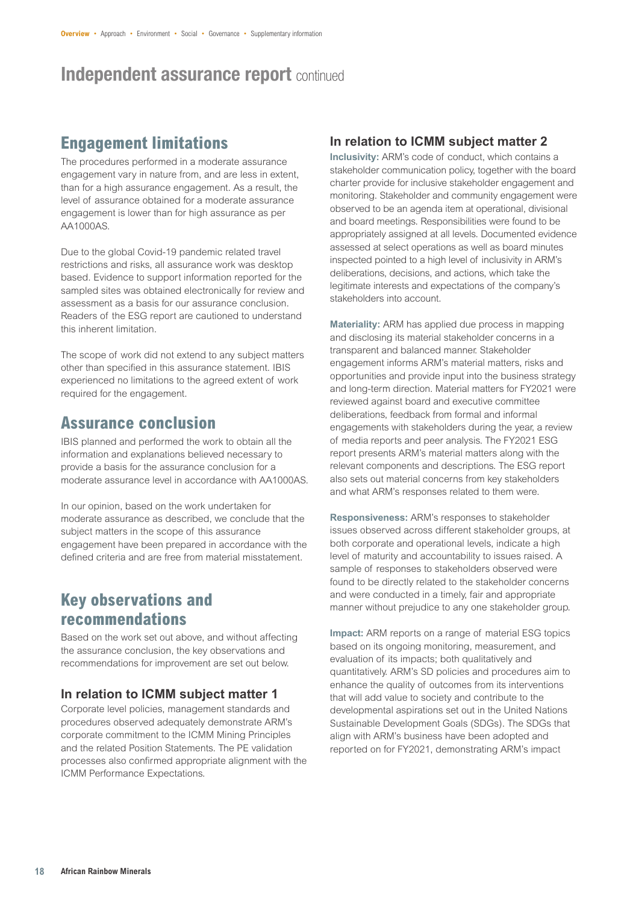# Independent assurance report continued

## Engagement limitations

The procedures performed in a moderate assurance engagement vary in nature from, and are less in extent, than for a high assurance engagement. As a result, the level of assurance obtained for a moderate assurance engagement is lower than for high assurance as per AA1000AS.

Due to the global Covid-19 pandemic related travel restrictions and risks, all assurance work was desktop based. Evidence to support information reported for the sampled sites was obtained electronically for review and assessment as a basis for our assurance conclusion. Readers of the ESG report are cautioned to understand this inherent limitation.

The scope of work did not extend to any subject matters other than specified in this assurance statement. IBIS experienced no limitations to the agreed extent of work required for the engagement.

## Assurance conclusion

IBIS planned and performed the work to obtain all the information and explanations believed necessary to provide a basis for the assurance conclusion for a moderate assurance level in accordance with AA1000AS.

In our opinion, based on the work undertaken for moderate assurance as described, we conclude that the subject matters in the scope of this assurance engagement have been prepared in accordance with the defined criteria and are free from material misstatement.

## Key observations and recommendations

Based on the work set out above, and without affecting the assurance conclusion, the key observations and recommendations for improvement are set out below.

### In relation to ICMM subject matter 1

Corporate level policies, management standards and procedures observed adequately demonstrate ARM's corporate commitment to the ICMM Mining Principles and the related Position Statements. The PE validation processes also confirmed appropriate alignment with the ICMM Performance Expectations.

### In relation to ICMM subject matter 2

**Inclusivity:** ARM's code of conduct, which contains a stakeholder communication policy, together with the board charter provide for inclusive stakeholder engagement and monitoring. Stakeholder and community engagement were observed to be an agenda item at operational, divisional and board meetings. Responsibilities were found to be appropriately assigned at all levels. Documented evidence assessed at select operations as well as board minutes inspected pointed to a high level of inclusivity in ARM's deliberations, decisions, and actions, which take the legitimate interests and expectations of the company's stakeholders into account.

**Materiality:** ARM has applied due process in mapping and disclosing its material stakeholder concerns in a transparent and balanced manner. Stakeholder engagement informs ARM's material matters, risks and opportunities and provide input into the business strategy and long-term direction. Material matters for FY2021 were reviewed against board and executive committee deliberations, feedback from formal and informal engagements with stakeholders during the year, a review of media reports and peer analysis. The FY2021 ESG report presents ARM's material matters along with the relevant components and descriptions. The ESG report also sets out material concerns from key stakeholders and what ARM's responses related to them were.

**Responsiveness:** ARM's responses to stakeholder issues observed across different stakeholder groups, at both corporate and operational levels, indicate a high level of maturity and accountability to issues raised. A sample of responses to stakeholders observed were found to be directly related to the stakeholder concerns and were conducted in a timely, fair and appropriate manner without prejudice to any one stakeholder group.

**Impact:** ARM reports on a range of material ESG topics based on its ongoing monitoring, measurement, and evaluation of its impacts; both qualitatively and quantitatively. ARM's SD policies and procedures aim to enhance the quality of outcomes from its interventions that will add value to society and contribute to the developmental aspirations set out in the United Nations Sustainable Development Goals (SDGs). The SDGs that align with ARM's business have been adopted and reported on for FY2021, demonstrating ARM's impact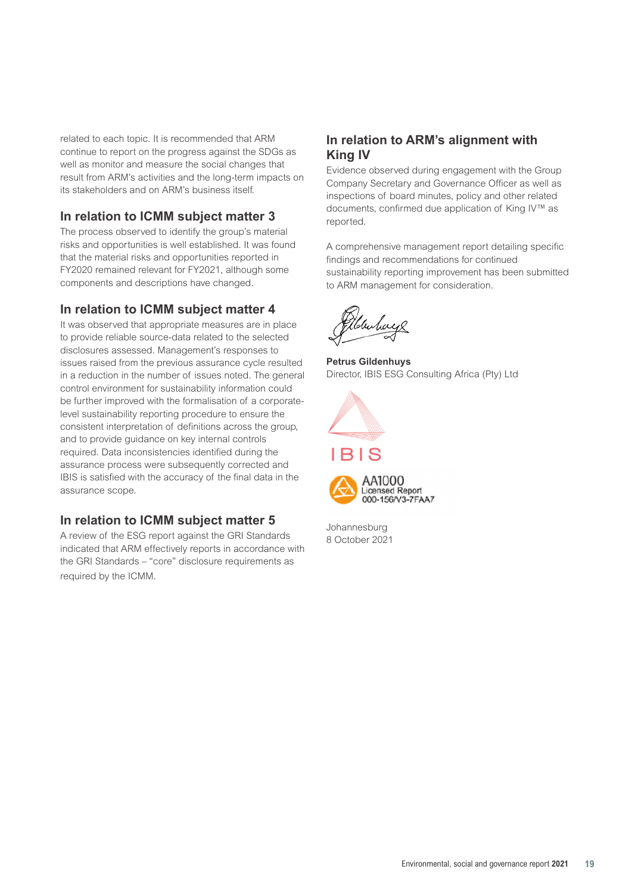related to each topic. It is recommended that ARM continue to report on the progress against the SDGs as well as monitor and measure the social changes that result from ARM's activities and the long-term impacts on its stakeholders and on ARM's business itself.

## In relation to ICMM subject matter 3

The process observed to identify the group's material risks and opportunities is well established. It was found that the material risks and opportunities reported in FY2020 remained relevant for FY2021, although some components and descriptions have changed.

## In relation to ICMM subject matter 4

It was observed that appropriate measures are in place to provide reliable source-data related to the selected disclosures assessed. Management's responses to issues raised from the previous assurance cycle resulted in a reduction in the number of issues noted. The general control environment for sustainability information could be further improved with the formalisation of a corporate-level sustainability reporting procedure to ensure the consistent interpretation of definitions across the group, and to provide guidance on key internal controls required. Data inconsistencies identified during the assurance process were subsequently corrected and IBIS is satisfied with the accuracy of the final data in the assurance scope.

## In relation to ICMM subject matter 5

A review of the ESG report against the GRI Standards indicated that ARM effectively reports in accordance with the GRI Standards – "core" disclosure requirements as required by the ICMM.

## In relation to ARM's alignment with King IV

Evidence observed during engagement with the Group Company Secretary and Governance Officer as well as inspections of board minutes, policy and other related documents, confirmed due application of King IV™ as reported.

A comprehensive management report detailing specific findings and recommendations for continued sustainability reporting improvement has been submitted to ARM management for consideration.

**Petrus Gildenhuys**
Director, IBIS ESG Consulting Africa (Pty) Ltd

IBIS

AA1000
Licensed Report
000-156/V3-7FAA7

Johannesburg
8 October 2021